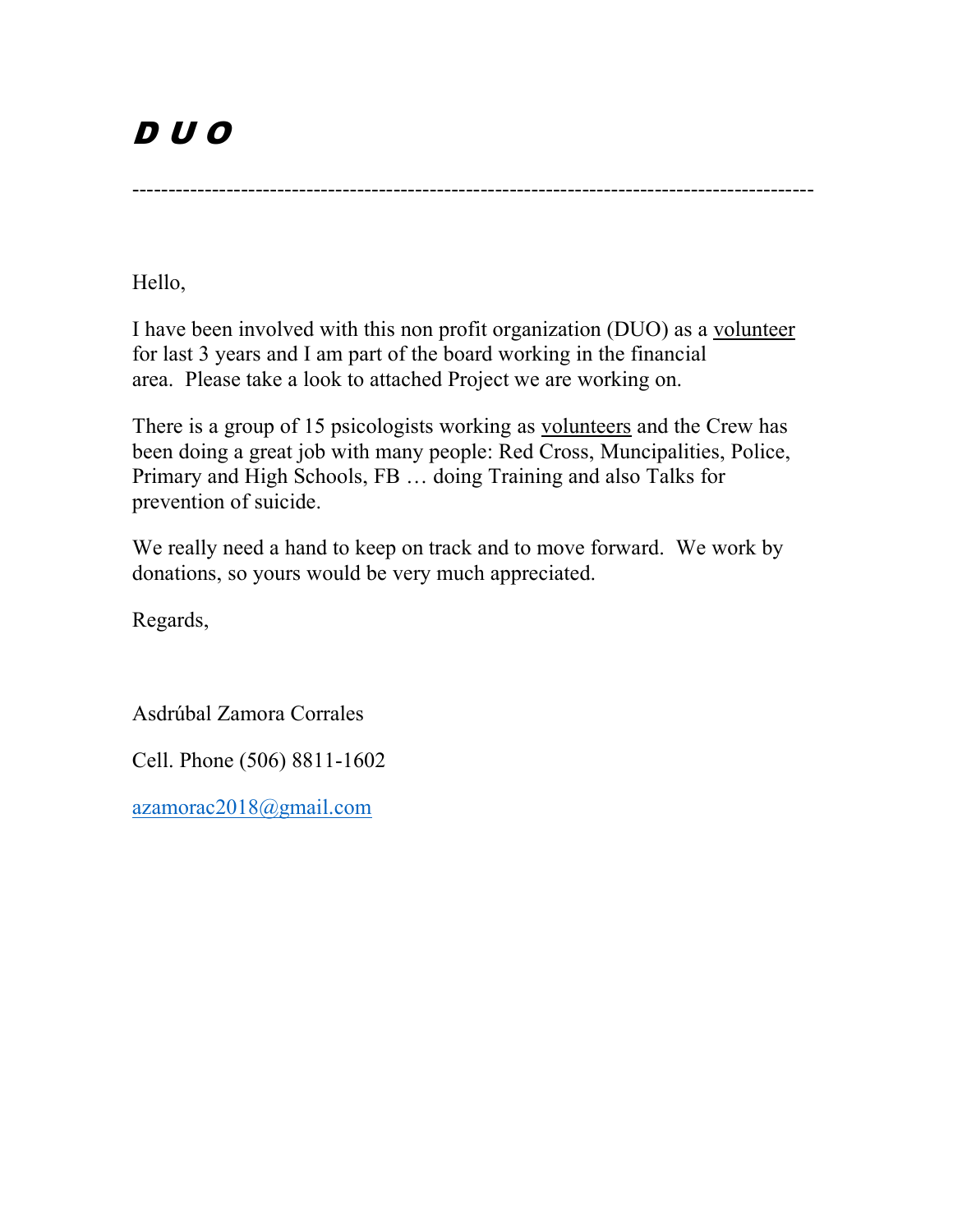# ***D U O***

---

Hello,

I have been involved with this non profit organization (DUO) as a <u>volunteer</u> for last 3 years and I am part of the board working in the financial area. Please take a look to attached Project we are working on.

There is a group of 15 psicologists working as <u>volunteers</u> and the Crew has been doing a great job with many people: Red Cross, Muncipalities, Police, Primary and High Schools, FB … doing Training and also Talks for prevention of suicide.

We really need a hand to keep on track and to move forward. We work by donations, so yours would be very much appreciated.

Regards,

Asdrúbal Zamora Corrales

Cell. Phone (506) 8811-1602

azamorac2018@gmail.com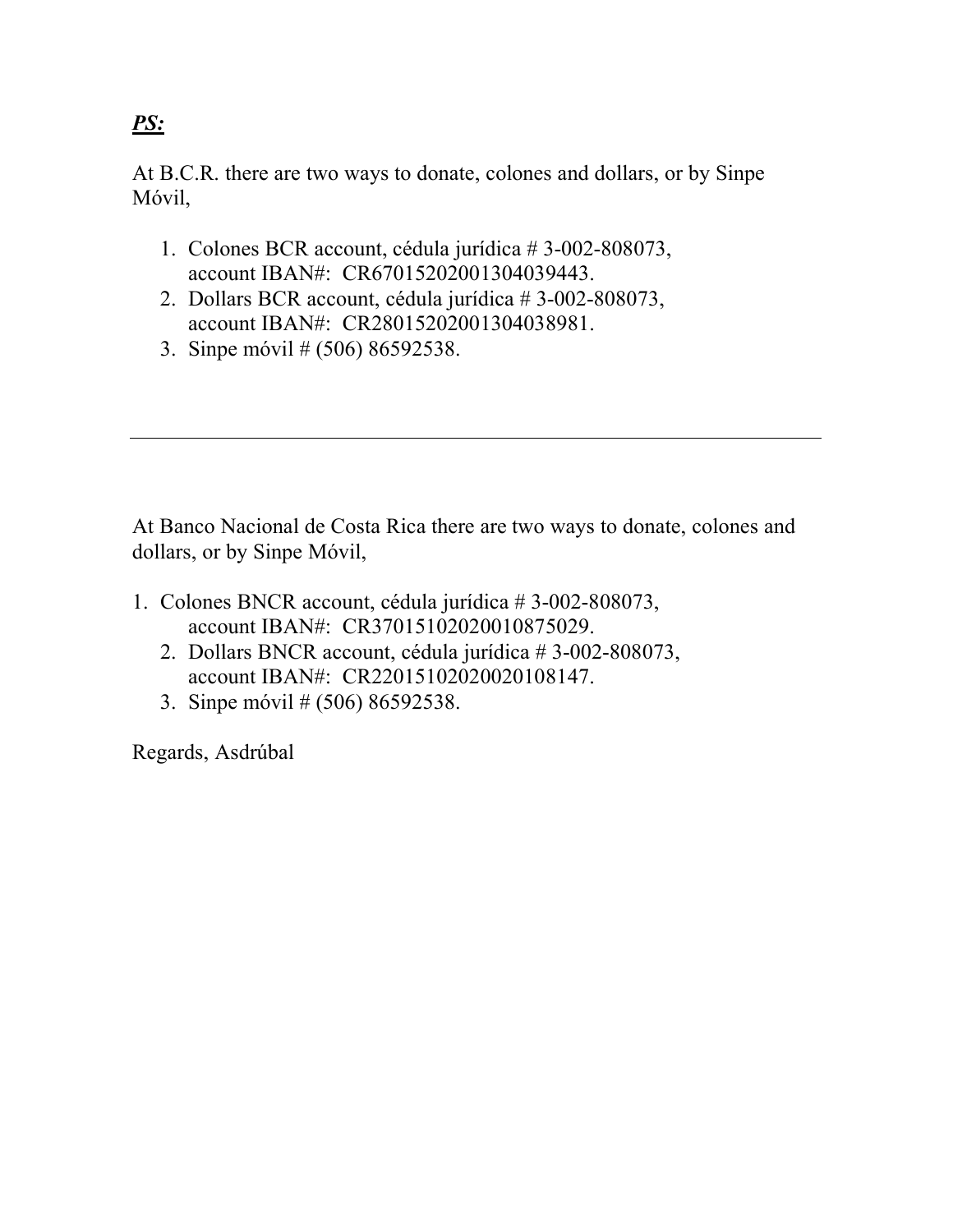***PS:***

At B.C.R. there are two ways to donate, colones and dollars, or by Sinpe Móvil,

1. Colones BCR account, cédula jurídica # 3-002-808073, account IBAN#: CR67015202001304039443.
2. Dollars BCR account, cédula jurídica # 3-002-808073, account IBAN#: CR28015202001304038981.
3. Sinpe móvil # (506) 86592538.

---

At Banco Nacional de Costa Rica there are two ways to donate, colones and dollars, or by Sinpe Móvil,

1. Colones BNCR account, cédula jurídica # 3-002-808073, account IBAN#: CR37015102020010875029.
2. Dollars BNCR account, cédula jurídica # 3-002-808073, account IBAN#: CR22015102020020108147.
3. Sinpe móvil # (506) 86592538.

Regards, Asdrúbal